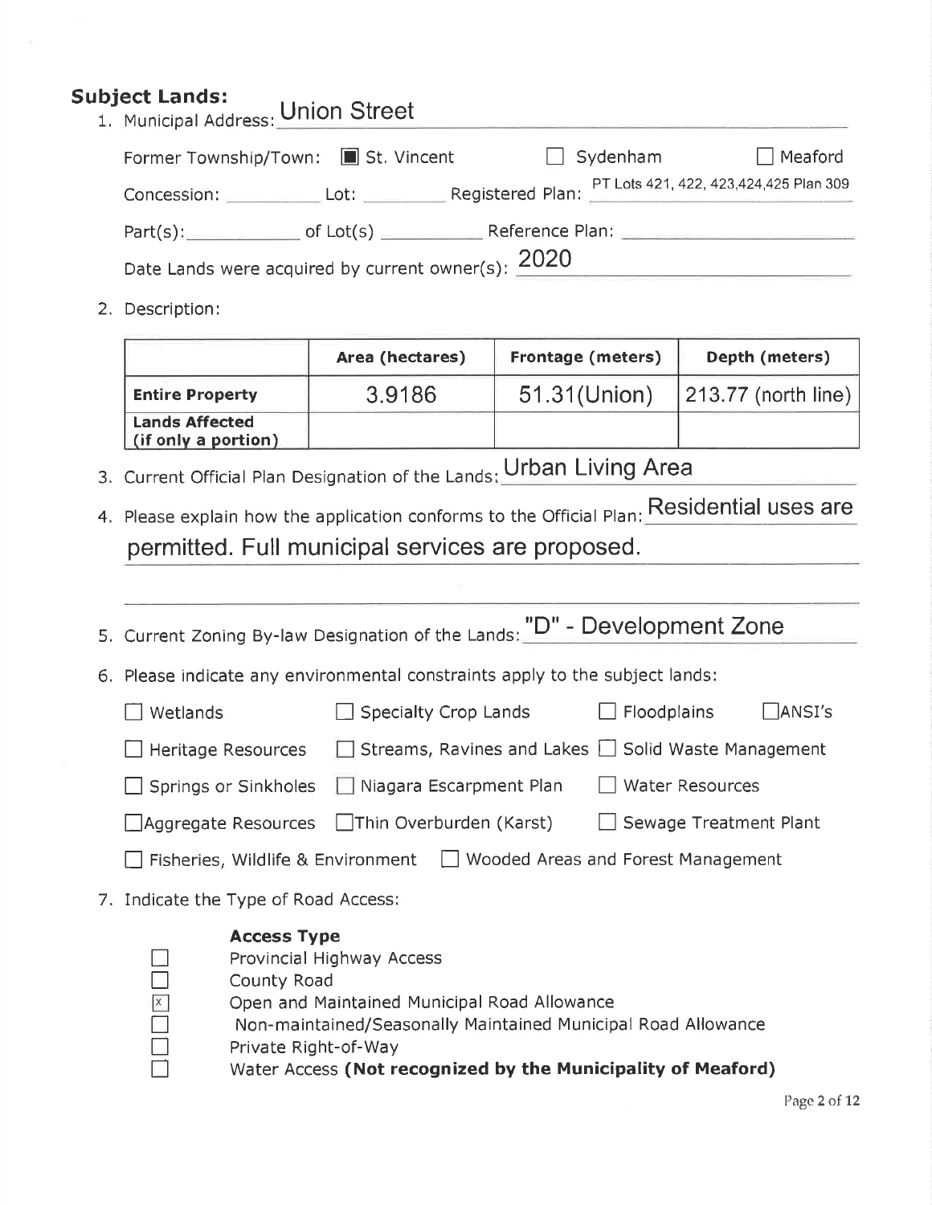## Subject Lands:

1. Municipal Address: Union Street

   Former Township/Town: ☒ St. Vincent ☐ Sydenham ☐ Meaford

   Concession: ________ Lot: ________ Registered Plan: PT Lots 421, 422, 423,424,425 Plan 309

   Part(s): ________ of Lot(s) ________ Reference Plan: ________

   Date Lands were acquired by current owner(s): 2020

2. Description:

| | Area (hectares) | Frontage (meters) | Depth (meters) |
|---|---|---|---|
| **Entire Property** | 3.9186 | 51.31(Union) | 213.77 (north line) |
| **Lands Affected (if only a portion)** | | | |

3. Current Official Plan Designation of the Lands: Urban Living Area

4. Please explain how the application conforms to the Official Plan: Residential uses are permitted. Full municipal services are proposed.

5. Current Zoning By-law Designation of the Lands: "D" - Development Zone

6. Please indicate any environmental constraints apply to the subject lands:

   ☐ Wetlands ☐ Specialty Crop Lands ☐ Floodplains ☐ ANSI's

   ☐ Heritage Resources ☐ Streams, Ravines and Lakes ☐ Solid Waste Management

   ☐ Springs or Sinkholes ☐ Niagara Escarpment Plan ☐ Water Resources

   ☐ Aggregate Resources ☐ Thin Overburden (Karst) ☐ Sewage Treatment Plant

   ☐ Fisheries, Wildlife & Environment ☐ Wooded Areas and Forest Management

7. Indicate the Type of Road Access:

   **Access Type**

   ☐ Provincial Highway Access
   ☐ County Road
   ☒ Open and Maintained Municipal Road Allowance
   ☐ Non-maintained/Seasonally Maintained Municipal Road Allowance
   ☐ Private Right-of-Way
   ☐ Water Access **(Not recognized by the Municipality of Meaford)**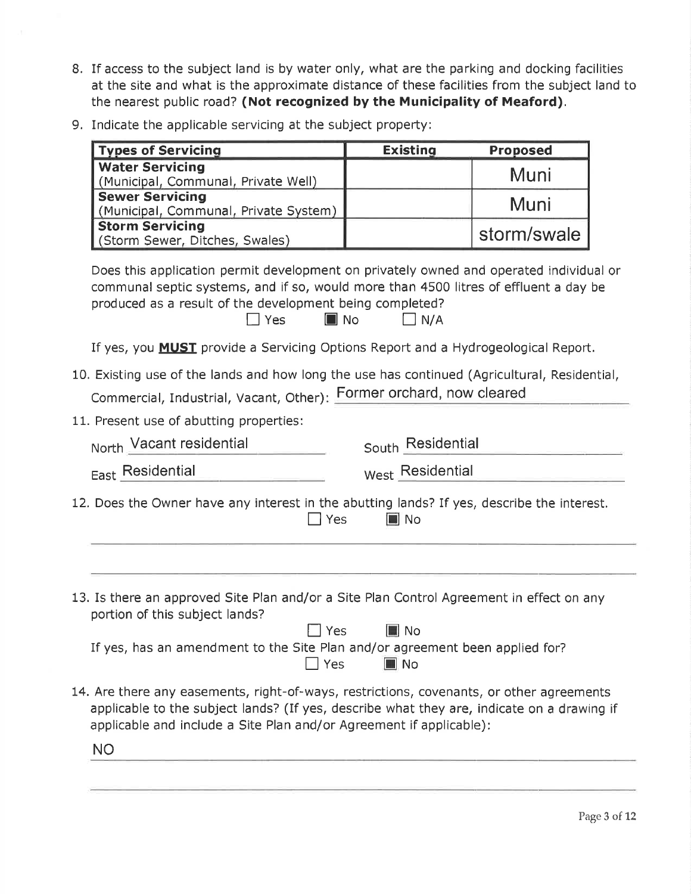8. If access to the subject land is by water only, what are the parking and docking facilities at the site and what is the approximate distance of these facilities from the subject land to the nearest public road? **(Not recognized by the Municipality of Meaford)**.

9. Indicate the applicable servicing at the subject property:

| Types of Servicing | Existing | Proposed |
|---|---|---|
| **Water Servicing** (Municipal, Communal, Private Well) | | Muni |
| **Sewer Servicing** (Municipal, Communal, Private System) | | Muni |
| **Storm Servicing** (Storm Sewer, Ditches, Swales) | | storm/swale |

Does this application permit development on privately owned and operated individual or communal septic systems, and if so, would more than 4500 litres of effluent a day be produced as a result of the development being completed?

☐ Yes ■ No ☐ N/A

If yes, you **MUST** provide a Servicing Options Report and a Hydrogeological Report.

10. Existing use of the lands and how long the use has continued (Agricultural, Residential, Commercial, Industrial, Vacant, Other): Former orchard, now cleared

11. Present use of abutting properties:

North Vacant residential

South Residential

East Residential

West Residential

12. Does the Owner have any interest in the abutting lands? If yes, describe the interest.

☐ Yes ■ No

13. Is there an approved Site Plan and/or a Site Plan Control Agreement in effect on any portion of this subject lands?

☐ Yes ■ No

If yes, has an amendment to the Site Plan and/or agreement been applied for?

☐ Yes ■ No

14. Are there any easements, right-of-ways, restrictions, covenants, or other agreements applicable to the subject lands? (If yes, describe what they are, indicate on a drawing if applicable and include a Site Plan and/or Agreement if applicable):

NO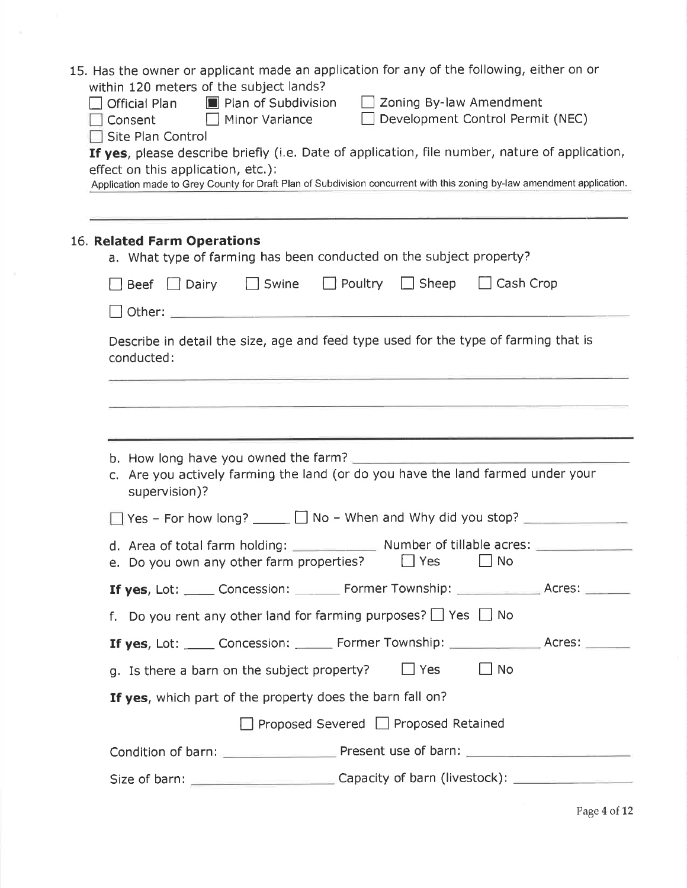15. Has the owner or applicant made an application for any of the following, either on or within 120 meters of the subject lands?

☐ Official Plan ☒ Plan of Subdivision ☐ Zoning By-law Amendment
☐ Consent ☐ Minor Variance ☐ Development Control Permit (NEC)
☐ Site Plan Control

**If yes**, please describe briefly (i.e. Date of application, file number, nature of application, effect on this application, etc.):

Application made to Grey County for Draft Plan of Subdivision concurrent with this zoning by-law amendment application.

16. **Related Farm Operations**

a. What type of farming has been conducted on the subject property?

☐ Beef ☐ Dairy ☐ Swine ☐ Poultry ☐ Sheep ☐ Cash Crop

☐ Other: ____________________

Describe in detail the size, age and feed type used for the type of farming that is conducted:

____________________

b. How long have you owned the farm? ____________________

c. Are you actively farming the land (or do you have the land farmed under your supervision)?

☐ Yes – For how long? _____ ☐ No – When and Why did you stop? __________

d. Area of total farm holding: __________ Number of tillable acres: __________

e. Do you own any other farm properties? ☐ Yes ☐ No

**If yes**, Lot: ____ Concession: ______ Former Township: __________ Acres: ______

f. Do you rent any other land for farming purposes? ☐ Yes ☐ No

**If yes**, Lot: ____ Concession: ______ Former Township: __________ Acres: ______

g. Is there a barn on the subject property? ☐ Yes ☐ No

**If yes**, which part of the property does the barn fall on?

☐ Proposed Severed ☐ Proposed Retained

Condition of barn: ______________ Present use of barn: ______________

Size of barn: ______________ Capacity of barn (livestock): ______________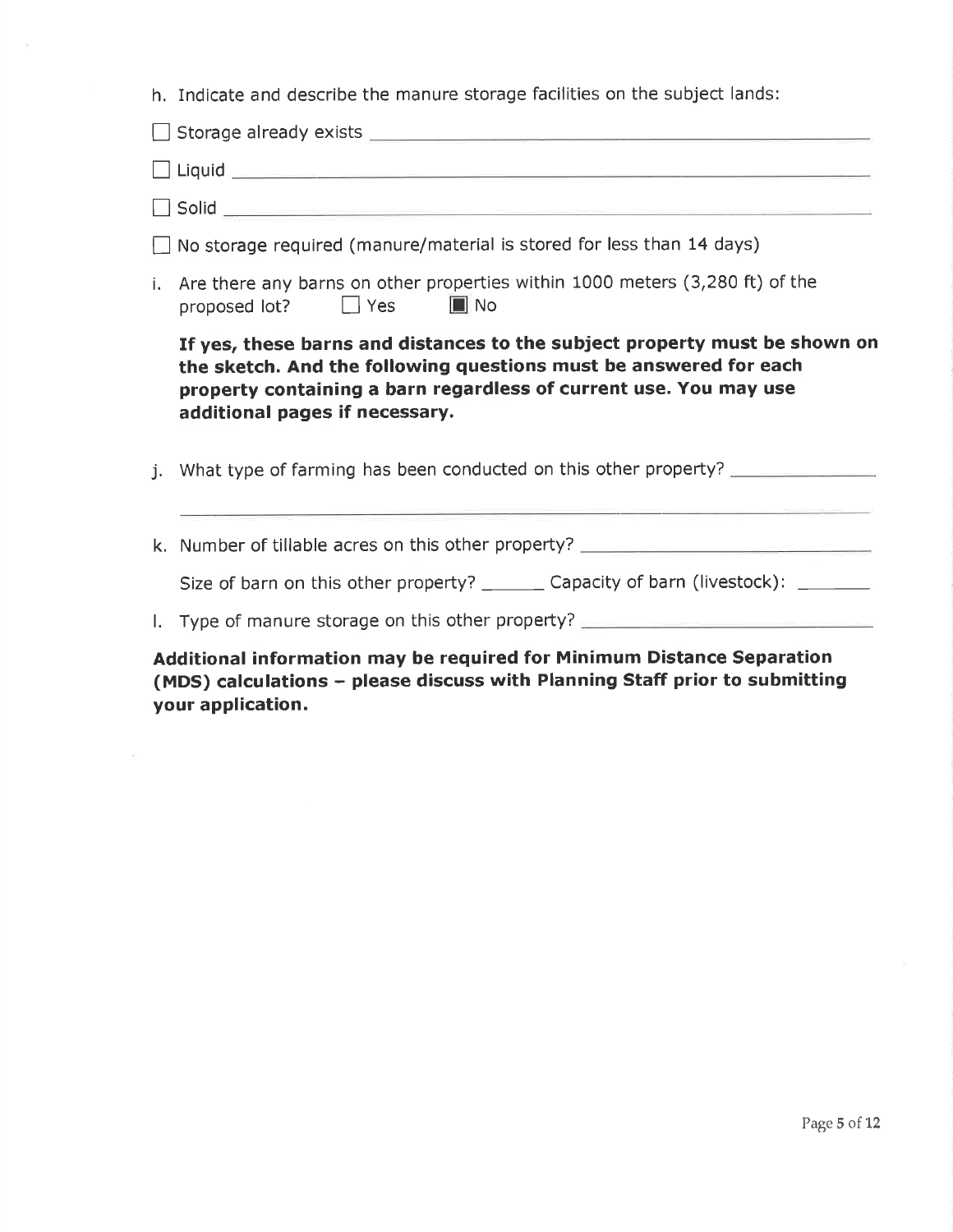h. Indicate and describe the manure storage facilities on the subject lands:

☐ Storage already exists ______________________________________________

☐ Liquid ______________________________________________________

☐ Solid _______________________________________________________

☐ No storage required (manure/material is stored for less than 14 days)

i. Are there any barns on other properties within 1000 meters (3,280 ft) of the proposed lot? ☐ Yes ☒ No

**If yes, these barns and distances to the subject property must be shown on the sketch. And the following questions must be answered for each property containing a barn regardless of current use. You may use additional pages if necessary.**

j. What type of farming has been conducted on this other property? ______________

______________________________________________________________

k. Number of tillable acres on this other property? ___________________________

Size of barn on this other property? ______ Capacity of barn (livestock): _______

l. Type of manure storage on this other property? ___________________________

**Additional information may be required for Minimum Distance Separation (MDS) calculations – please discuss with Planning Staff prior to submitting your application.**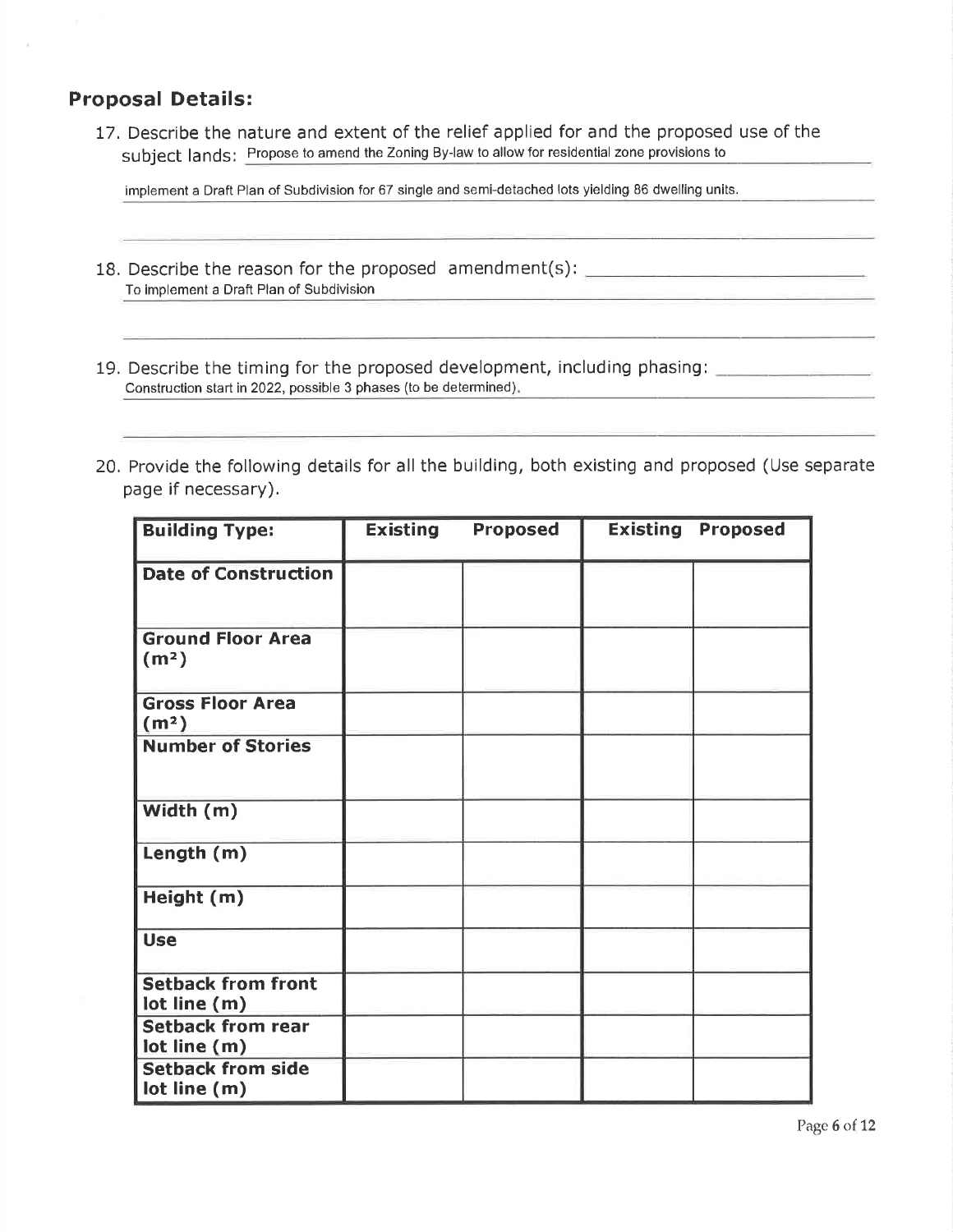## Proposal Details:

17. Describe the nature and extent of the relief applied for and the proposed use of the subject lands: Propose to amend the Zoning By-law to allow for residential zone provisions to implement a Draft Plan of Subdivision for 67 single and semi-detached lots yielding 86 dwelling units.

18. Describe the reason for the proposed amendment(s): To implement a Draft Plan of Subdivision

19. Describe the timing for the proposed development, including phasing: Construction start in 2022, possible 3 phases (to be determined).

20. Provide the following details for all the building, both existing and proposed (Use separate page if necessary).

| **Building Type:** | **Existing** | **Proposed** | **Existing** | **Proposed** |
|---|---|---|---|---|
| **Date of Construction** | | | | |
| **Ground Floor Area ($m^2$)** | | | | |
| **Gross Floor Area ($m^2$)** | | | | |
| **Number of Stories** | | | | |
| **Width (m)** | | | | |
| **Length (m)** | | | | |
| **Height (m)** | | | | |
| **Use** | | | | |
| **Setback from front lot line (m)** | | | | |
| **Setback from rear lot line (m)** | | | | |
| **Setback from side lot line (m)** | | | | |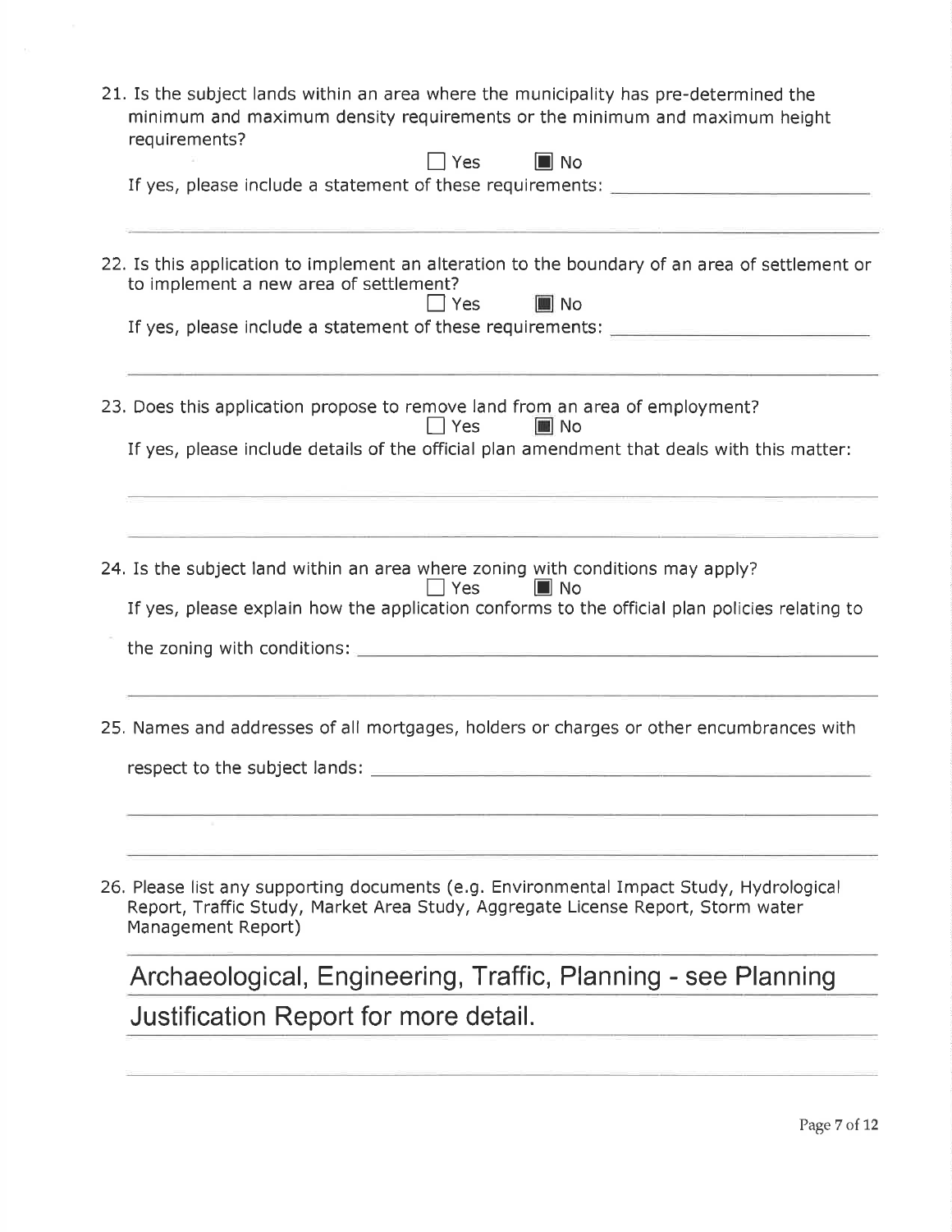21. Is the subject lands within an area where the municipality has pre-determined the minimum and maximum density requirements or the minimum and maximum height requirements?

☐ Yes ■ No

If yes, please include a statement of these requirements: ____________________

22. Is this application to implement an alteration to the boundary of an area of settlement or to implement a new area of settlement?

☐ Yes ■ No

If yes, please include a statement of these requirements: ____________________

23. Does this application propose to remove land from an area of employment?

☐ Yes ■ No

If yes, please include details of the official plan amendment that deals with this matter:

24. Is the subject land within an area where zoning with conditions may apply?

☐ Yes ■ No

If yes, please explain how the application conforms to the official plan policies relating to the zoning with conditions: ____________________

25. Names and addresses of all mortgages, holders or charges or other encumbrances with respect to the subject lands: ____________________

26. Please list any supporting documents (e.g. Environmental Impact Study, Hydrological Report, Traffic Study, Market Area Study, Aggregate License Report, Storm water Management Report)

Archaeological, Engineering, Traffic, Planning - see Planning Justification Report for more detail.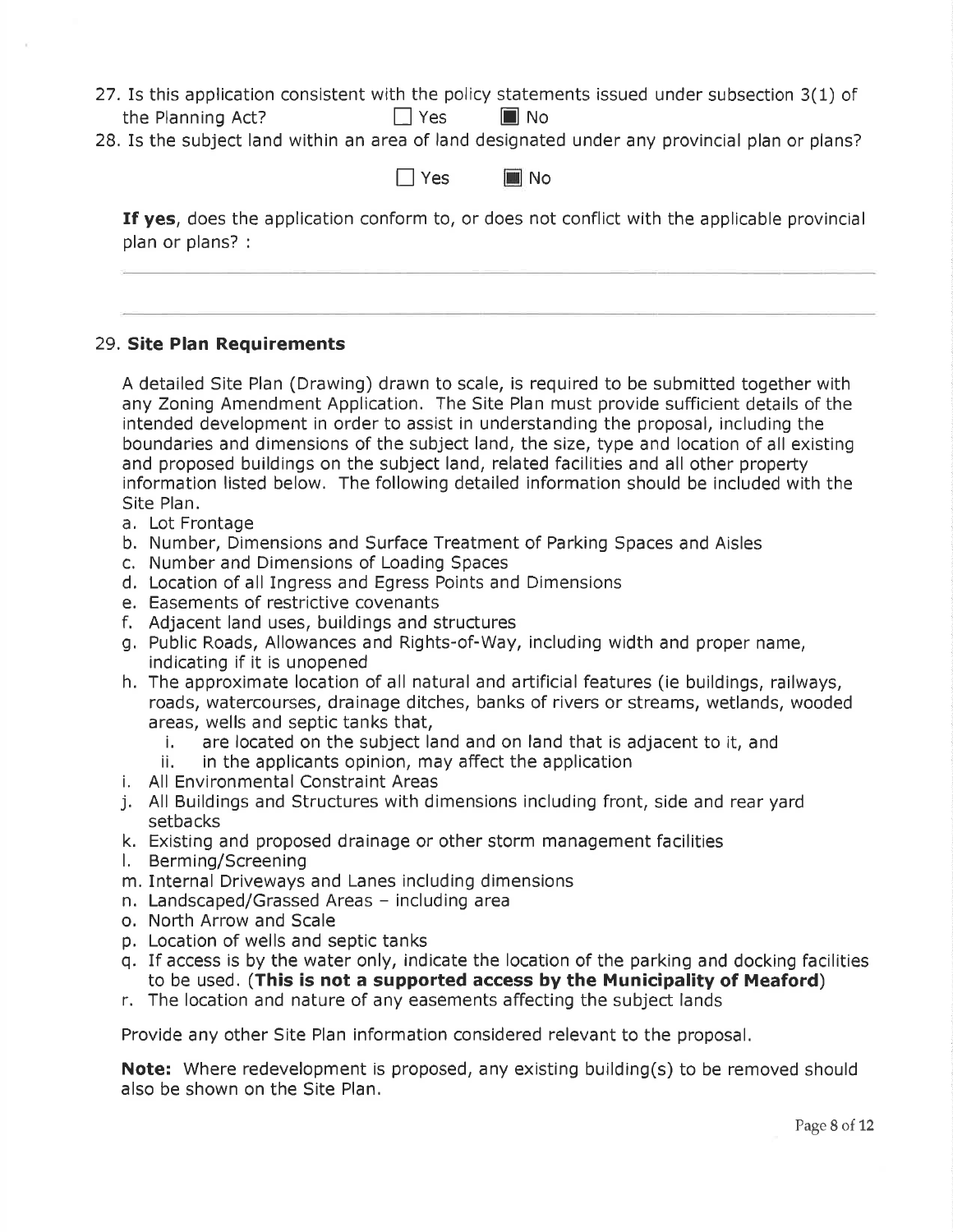27. Is this application consistent with the policy statements issued under subsection 3(1) of the Planning Act? ☐ Yes ☒ No

28. Is the subject land within an area of land designated under any provincial plan or plans?

☐ Yes ☒ No

**If yes**, does the application conform to, or does not conflict with the applicable provincial plan or plans? :

29. **Site Plan Requirements**

A detailed Site Plan (Drawing) drawn to scale, is required to be submitted together with any Zoning Amendment Application. The Site Plan must provide sufficient details of the intended development in order to assist in understanding the proposal, including the boundaries and dimensions of the subject land, the size, type and location of all existing and proposed buildings on the subject land, related facilities and all other property information listed below. The following detailed information should be included with the Site Plan.

a. Lot Frontage
b. Number, Dimensions and Surface Treatment of Parking Spaces and Aisles
c. Number and Dimensions of Loading Spaces
d. Location of all Ingress and Egress Points and Dimensions
e. Easements of restrictive covenants
f. Adjacent land uses, buildings and structures
g. Public Roads, Allowances and Rights-of-Way, including width and proper name, indicating if it is unopened
h. The approximate location of all natural and artificial features (ie buildings, railways, roads, watercourses, drainage ditches, banks of rivers or streams, wetlands, wooded areas, wells and septic tanks that,
   i. are located on the subject land and on land that is adjacent to it, and
   ii. in the applicants opinion, may affect the application
i. All Environmental Constraint Areas
j. All Buildings and Structures with dimensions including front, side and rear yard setbacks
k. Existing and proposed drainage or other storm management facilities
l. Berming/Screening
m. Internal Driveways and Lanes including dimensions
n. Landscaped/Grassed Areas – including area
o. North Arrow and Scale
p. Location of wells and septic tanks
q. If access is by the water only, indicate the location of the parking and docking facilities to be used. (**This is not a supported access by the Municipality of Meaford**)
r. The location and nature of any easements affecting the subject lands

Provide any other Site Plan information considered relevant to the proposal.

**Note:** Where redevelopment is proposed, any existing building(s) to be removed should also be shown on the Site Plan.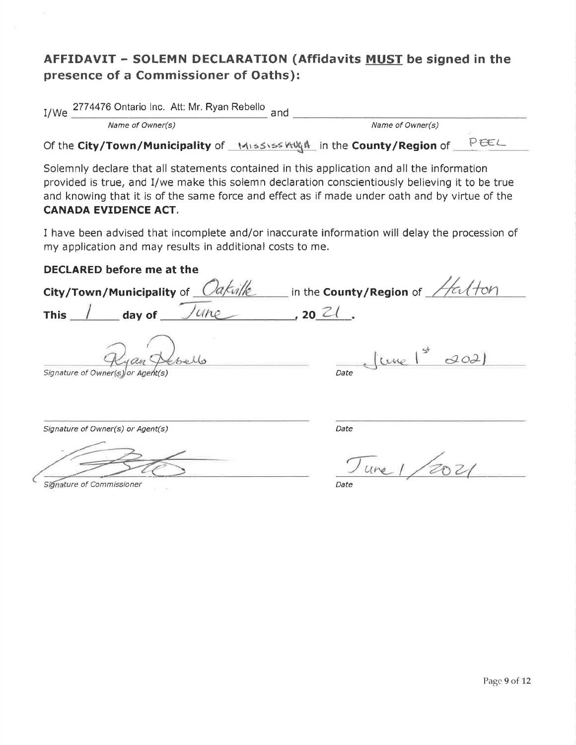## AFFIDAVIT – SOLEMN DECLARATION (Affidavits MUST be signed in the presence of a Commissioner of Oaths):

I/We 2774476 Ontario Inc. Att: Mr. Ryan Rebello and ______________________

*Name of Owner(s)* *Name of Owner(s)*

Of the **City/Town/Municipality** of MISSISSAUGA in the **County/Region** of PEEL

Solemnly declare that all statements contained in this application and all the information provided is true, and I/we make this solemn declaration conscientiously believing it to be true and knowing that it is of the same force and effect as if made under oath and by virtue of the **CANADA EVIDENCE ACT**.

I have been advised that incomplete and/or inaccurate information will delay the procession of my application and may results in additional costs to me.

**DECLARED before me at the**

**City/Town/Municipality** of Oakville in the **County/Region** of Halton

**This** 1 **day of** June, **20** 21.

Ryan Rebello — June 1st 2021

*Signature of Owner(s) or Agent(s)* *Date*

______________________ ______________________

*Signature of Owner(s) or Agent(s)* *Date*

[Signature] — June 1/2021

*Signature of Commissioner* *Date*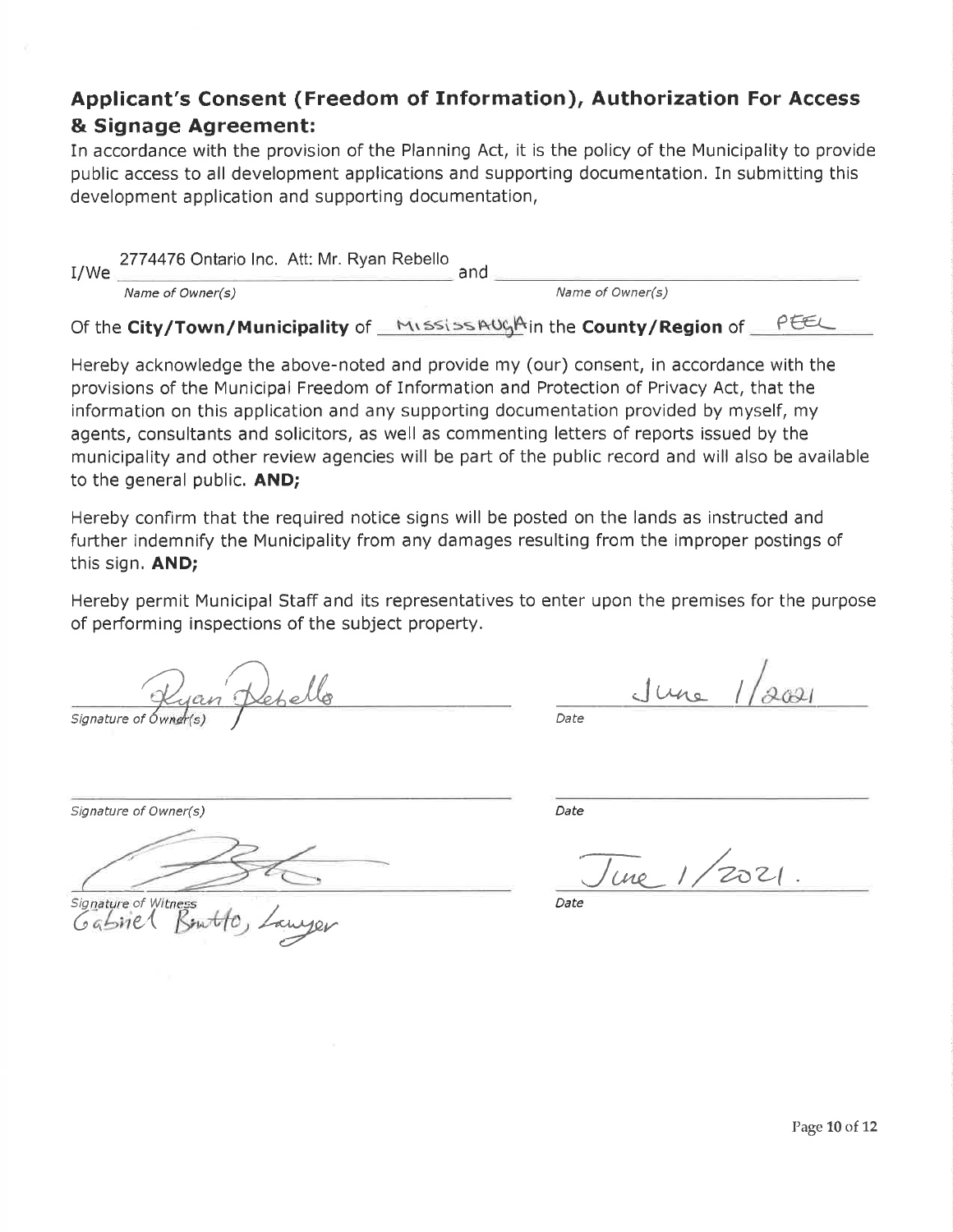## Applicant's Consent (Freedom of Information), Authorization For Access & Signage Agreement:

In accordance with the provision of the Planning Act, it is the policy of the Municipality to provide public access to all development applications and supporting documentation. In submitting this development application and supporting documentation,

I/We 2774476 Ontario Inc. Att: Mr. Ryan Rebello and ______________________

*Name of Owner(s)* *Name of Owner(s)*

Of the **City/Town/Municipality** of MISSISSAUGA in the **County/Region** of PEEL

Hereby acknowledge the above-noted and provide my (our) consent, in accordance with the provisions of the Municipal Freedom of Information and Protection of Privacy Act, that the information on this application and any supporting documentation provided by myself, my agents, consultants and solicitors, as well as commenting letters of reports issued by the municipality and other review agencies will be part of the public record and will also be available to the general public. **AND;**

Hereby confirm that the required notice signs will be posted on the lands as instructed and further indemnify the Municipality from any damages resulting from the improper postings of this sign. **AND;**

Hereby permit Municipal Staff and its representatives to enter upon the premises for the purpose of performing inspections of the subject property.

Ryan Rebello (signature) June 1/2021

*Signature of Owner(s)* *Date*

______________________ ______________________

*Signature of Owner(s)* *Date*

(signature) June 1/2021.

*Signature of Witness* *Date*

Gabriel Brutto, Lawyer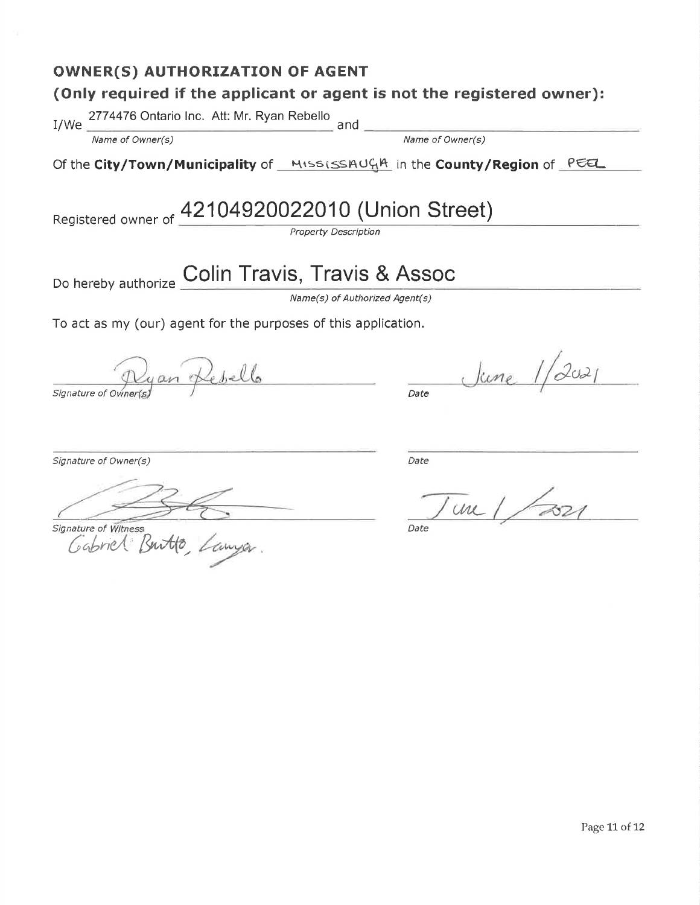## OWNER(S) AUTHORIZATION OF AGENT

### (Only required if the applicant or agent is not the registered owner):

I/We 2774476 Ontario Inc. Att: Mr. Ryan Rebello and ______________________

*Name of Owner(s)* *Name of Owner(s)*

Of the **City/Town/Municipality** of MISSISSAUGA in the **County/Region** of PEEL

Registered owner of 42104920022010 (Union Street)

*Property Description*

Do hereby authorize Colin Travis, Travis & Assoc

*Name(s) of Authorized Agent(s)*

To act as my (our) agent for the purposes of this application.

Ryan Rebello June 1/2021

*Signature of Owner(s)* *Date*

______________________ ______________________

*Signature of Owner(s)* *Date*

[signature] June 1/2021

*Signature of Witness* *Date*

Gabriel Buitto, Lawyer.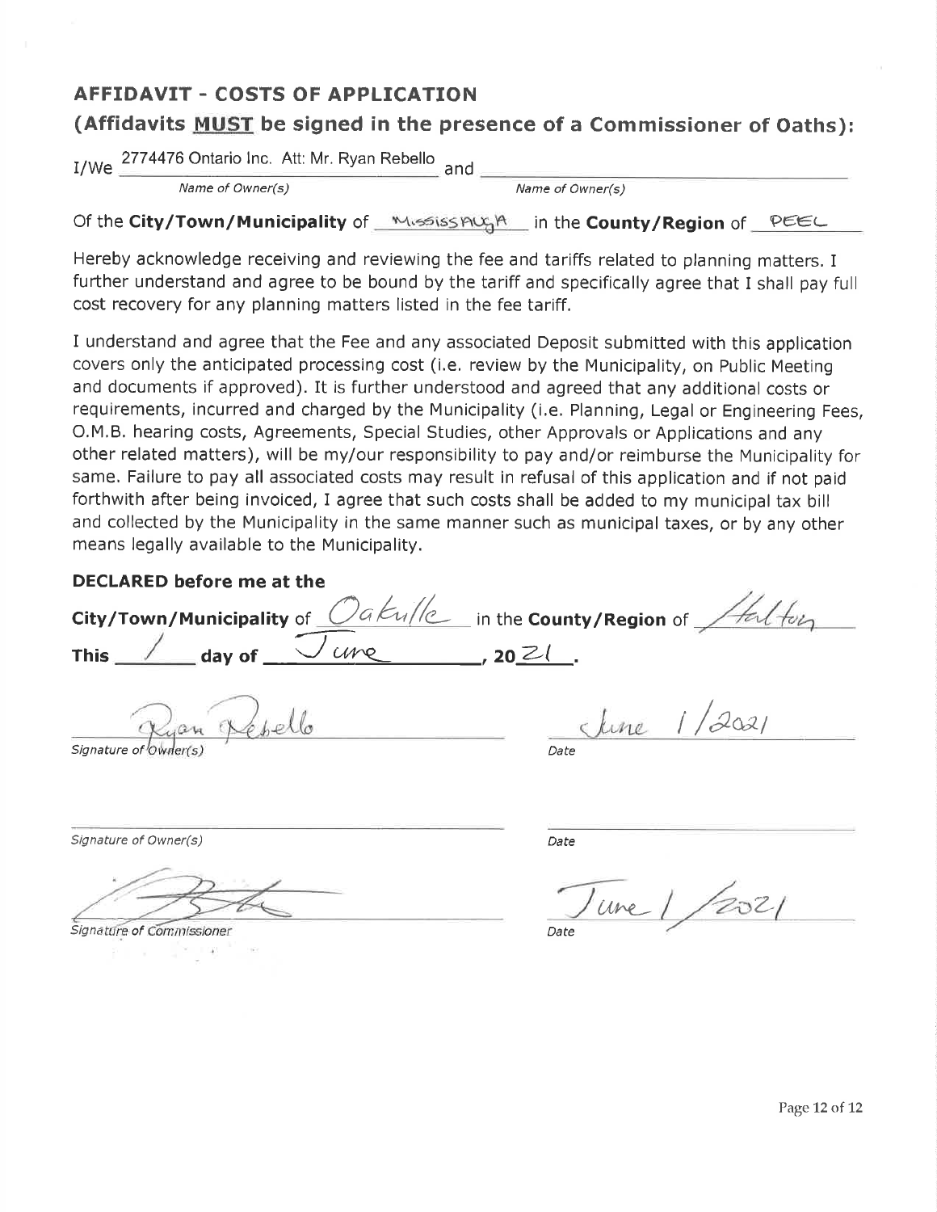## AFFIDAVIT - COSTS OF APPLICATION

### (Affidavits MUST be signed in the presence of a Commissioner of Oaths):

I/We 2774476 Ontario Inc. Att: Mr. Ryan Rebello and ______________________
*Name of Owner(s)* *Name of Owner(s)*

Of the **City/Town/Municipality** of MISSISSAUGA in the **County/Region** of PEEL

Hereby acknowledge receiving and reviewing the fee and tariffs related to planning matters. I further understand and agree to be bound by the tariff and specifically agree that I shall pay full cost recovery for any planning matters listed in the fee tariff.

I understand and agree that the Fee and any associated Deposit submitted with this application covers only the anticipated processing cost (i.e. review by the Municipality, on Public Meeting and documents if approved). It is further understood and agreed that any additional costs or requirements, incurred and charged by the Municipality (i.e. Planning, Legal or Engineering Fees, O.M.B. hearing costs, Agreements, Special Studies, other Approvals or Applications and any other related matters), will be my/our responsibility to pay and/or reimburse the Municipality for same. Failure to pay all associated costs may result in refusal of this application and if not paid forthwith after being invoiced, I agree that such costs shall be added to my municipal tax bill and collected by the Municipality in the same manner such as municipal taxes, or by any other means legally available to the Municipality.

**DECLARED before me at the**

**City/Town/Municipality** of Oakville in the **County/Region** of Halton

**This** 1 **day of** June, **20**21.

Ryan Rebello
*Signature of Owner(s)*

June 1/2021
*Date*

______________________
*Signature of Owner(s)*

______________________
*Date*

[signature]
*Signature of Commissioner*

June 1/2021
*Date*